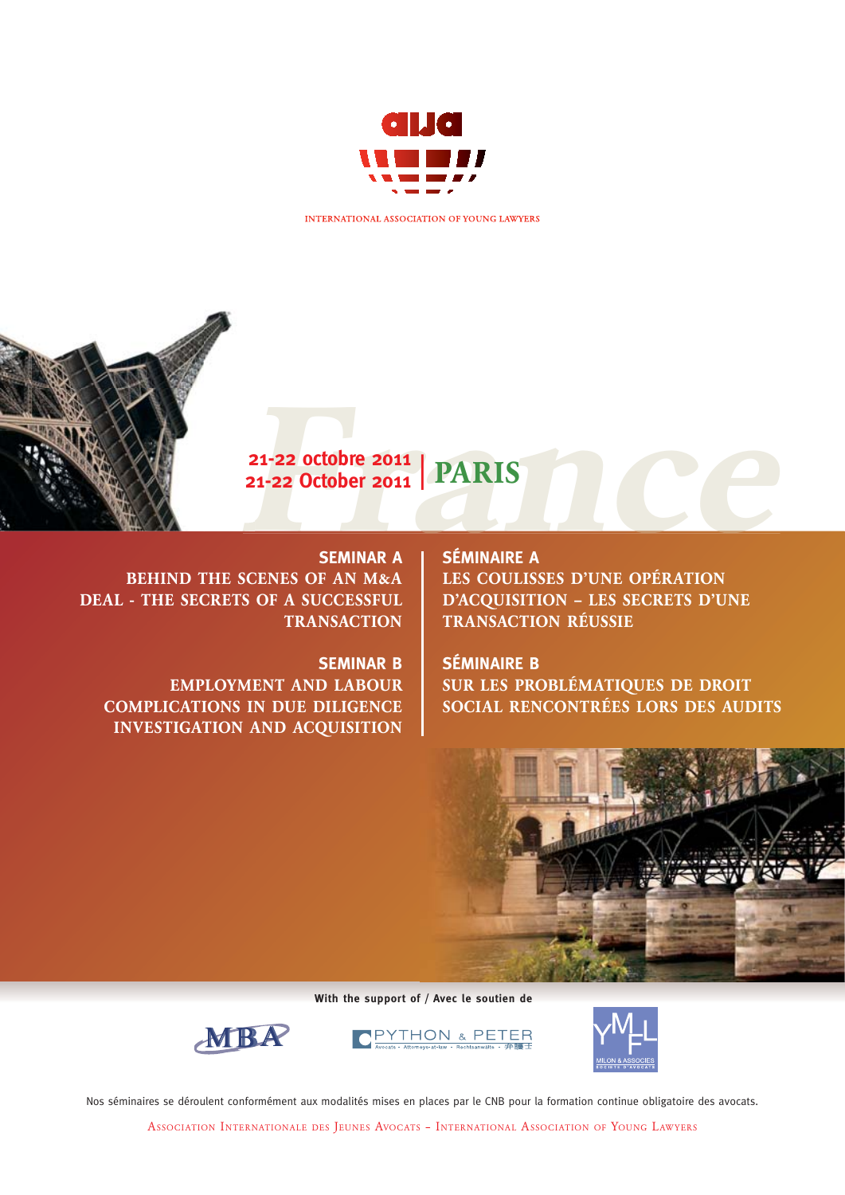INTERNATIONAL ASSOCIATION OF YOUNG LAWYERS

**21-22 octobre 2011**
**21-22 October 2011** | **PARIS**

## SEMINAR A

**BEHIND THE SCENES OF AN M&A DEAL - THE SECRETS OF A SUCCESSFUL TRANSACTION**

## SEMINAR B

**EMPLOYMENT AND LABOUR COMPLICATIONS IN DUE DILIGENCE INVESTIGATION AND ACQUISITION**

## SÉMINAIRE A

**LES COULISSES D'UNE OPÉRATION D'ACQUISITION – LES SECRETS D'UNE TRANSACTION RÉUSSIE**

## SÉMINAIRE B

**SUR LES PROBLÉMATIQUES DE DROIT SOCIAL RENCONTRÉES LORS DES AUDITS**

**With the support of / Avec le soutien de**

MBA — PYTHON & PETER (Avocats · Attorneys-at-law · Rechtsanwälte · 弁護士) — MILON & ASSOCIES (Société d'Avocats)

Nos séminaires se déroulent conformément aux modalités mises en places par le CNB pour la formation continue obligatoire des avocats.

Association Internationale des Jeunes Avocats – International Association of Young Lawyers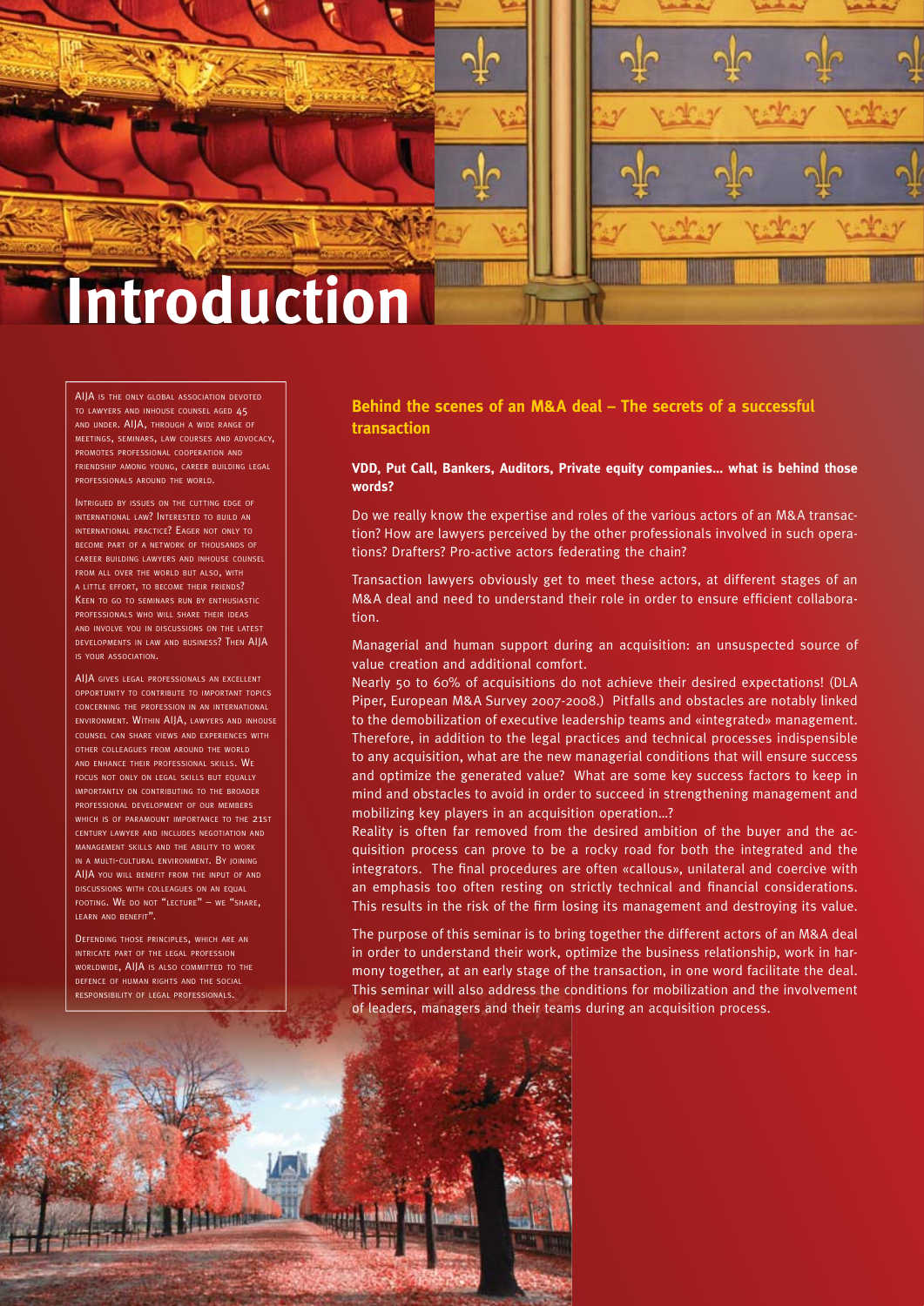# Introduction

AIJA is the only global association devoted to lawyers and inhouse counsel aged 45 and under. AIJA, through a wide range of meetings, seminars, law courses and advocacy, promotes professional cooperation and friendship among young, career building legal professionals around the world.

Intrigued by issues on the cutting edge of international law? Interested to build an international practice? Eager not only to become part of a network of thousands of career building lawyers and inhouse counsel from all over the world but also, with a little effort, to become their friends? Keen to go to seminars run by enthusiastic professionals who will share their ideas and involve you in discussions on the latest developments in law and business? Then AIJA is your association.

AIJA gives legal professionals an excellent opportunity to contribute to important topics concerning the profession in an international environment. Within AIJA, lawyers and inhouse counsel can share views and experiences with other colleagues from around the world and enhance their professional skills. We focus not only on legal skills but equally importantly on contributing to the broader professional development of our members which is of paramount importance to the 21st century lawyer and includes negotiation and management skills and the ability to work in a multi-cultural environment. By joining AIJA you will benefit from the input of and discussions with colleagues on an equal footing. We do not "lecture" – we "share, learn and benefit".

Defending those principles, which are an intricate part of the legal profession worldwide, AIJA is also committed to the defence of human rights and the social responsibility of legal professionals.

## Behind the scenes of an M&A deal – The secrets of a successful transaction

**VDD, Put Call, Bankers, Auditors, Private equity companies… what is behind those words?**

Do we really know the expertise and roles of the various actors of an M&A transaction? How are lawyers perceived by the other professionals involved in such operations? Drafters? Pro-active actors federating the chain?

Transaction lawyers obviously get to meet these actors, at different stages of an M&A deal and need to understand their role in order to ensure efficient collaboration.

Managerial and human support during an acquisition: an unsuspected source of value creation and additional comfort.

Nearly 50 to 60% of acquisitions do not achieve their desired expectations! (DLA Piper, European M&A Survey 2007-2008.) Pitfalls and obstacles are notably linked to the demobilization of executive leadership teams and «integrated» management. Therefore, in addition to the legal practices and technical processes indispensible to any acquisition, what are the new managerial conditions that will ensure success and optimize the generated value? What are some key success factors to keep in mind and obstacles to avoid in order to succeed in strengthening management and mobilizing key players in an acquisition operation…?

Reality is often far removed from the desired ambition of the buyer and the acquisition process can prove to be a rocky road for both the integrated and the integrators. The final procedures are often «callous», unilateral and coercive with an emphasis too often resting on strictly technical and financial considerations. This results in the risk of the firm losing its management and destroying its value.

The purpose of this seminar is to bring together the different actors of an M&A deal in order to understand their work, optimize the business relationship, work in harmony together, at an early stage of the transaction, in one word facilitate the deal. This seminar will also address the conditions for mobilization and the involvement of leaders, managers and their teams during an acquisition process.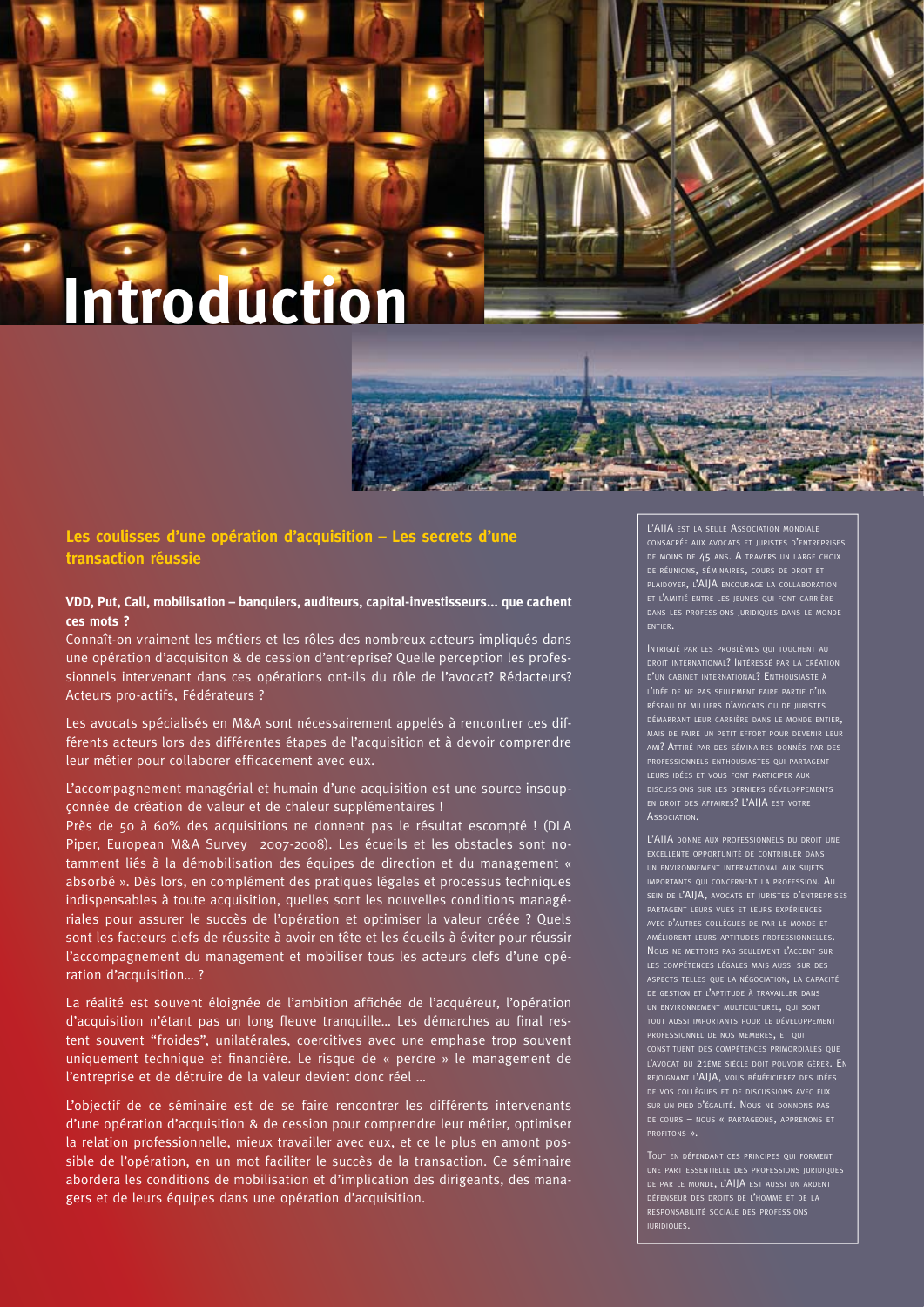# Introduction

## Les coulisses d'une opération d'acquisition – Les secrets d'une transaction réussie

**VDD, Put, Call, mobilisation – banquiers, auditeurs, capital-investisseurs... que cachent ces mots ?**

Connaît-on vraiment les métiers et les rôles des nombreux acteurs impliqués dans une opération d'acquisiton & de cession d'entreprise? Quelle perception les professionnels intervenant dans ces opérations ont-ils du rôle de l'avocat? Rédacteurs? Acteurs pro-actifs, Fédérateurs ?

Les avocats spécialisés en M&A sont nécessairement appelés à rencontrer ces différents acteurs lors des différentes étapes de l'acquisition et à devoir comprendre leur métier pour collaborer efficacement avec eux.

L'accompagnement managérial et humain d'une acquisition est une source insoupçonnée de création de valeur et de chaleur supplémentaires !

Près de 50 à 60% des acquisitions ne donnent pas le résultat escompté ! (DLA Piper, European M&A Survey 2007-2008). Les écueils et les obstacles sont notamment liés à la démobilisation des équipes de direction et du management « absorbé ». Dès lors, en complément des pratiques légales et processus techniques indispensables à toute acquisition, quelles sont les nouvelles conditions managériales pour assurer le succès de l'opération et optimiser la valeur créée ? Quels sont les facteurs clefs de réussite à avoir en tête et les écueils à éviter pour réussir l'accompagnement du management et mobiliser tous les acteurs clefs d'une opération d'acquisition... ?

La réalité est souvent éloignée de l'ambition affichée de l'acquéreur, l'opération d'acquisition n'étant pas un long fleuve tranquille... Les démarches au final restent souvent "froides", unilatérales, coercitives avec une emphase trop souvent uniquement technique et financière. Le risque de « perdre » le management de l'entreprise et de détruire de la valeur devient donc réel ...

L'objectif de ce séminaire est de se faire rencontrer les différents intervenants d'une opération d'acquisition & de cession pour comprendre leur métier, optimiser la relation professionnelle, mieux travailler avec eux, et ce le plus en amont possible de l'opération, en un mot faciliter le succès de la transaction. Ce séminaire abordera les conditions de mobilisation et d'implication des dirigeants, des managers et de leurs équipes dans une opération d'acquisition.

---

L'AIJA est la seule Association mondiale consacrée aux avocats et juristes d'entreprises de moins de 45 ans. A travers un large choix de réunions, séminaires, cours de droit et plaidoyer, l'AIJA encourage la collaboration et l'amitié entre les jeunes qui font carrière dans les professions juridiques dans le monde entier.

Intrigué par les problèmes qui touchent au droit international? Intéressé par la création d'un cabinet international? Enthousiaste à l'idée de ne pas seulement faire partie d'un réseau de milliers d'avocats ou de juristes démarrant leur carrière dans le monde entier, mais de faire un petit effort pour devenir leur ami? Attiré par des séminaires donnés par des professionnels enthousiastes qui partagent leurs idées et vous font participer aux discussions sur les derniers développements en droit des affaires? L'AIJA est votre Association.

L'AIJA donne aux professionnels du droit une excellente opportunité de contribuer dans un environnement international aux sujets importants qui concernent la profession. Au sein de l'AIJA, avocats et juristes d'entreprises partagent leurs vues et leurs expériences avec d'autres collègues de par le monde et améliorent leurs aptitudes professionnelles. Nous ne mettons pas seulement l'accent sur les compétences légales mais aussi sur des aspects telles que la négociation, la capacité de gestion et l'aptitude à travailler dans un environnement multiculturel, qui sont tout aussi importants pour le développement professionnel de nos membres, et qui constituent des compétences primordiales que l'avocat du 21ème siècle doit pouvoir gérer. En rejoignant l'AIJA, vous bénéficierez des idées de vos collègues et de discussions avec eux sur un pied d'égalité. Nous ne donnons pas de cours – nous « partageons, apprenons et profitons ».

Tout en défendant ces principes qui forment une part essentielle des professions juridiques de par le monde, l'AIJA est aussi un ardent défenseur des droits de l'homme et de la responsabilité sociale des professions juridiques.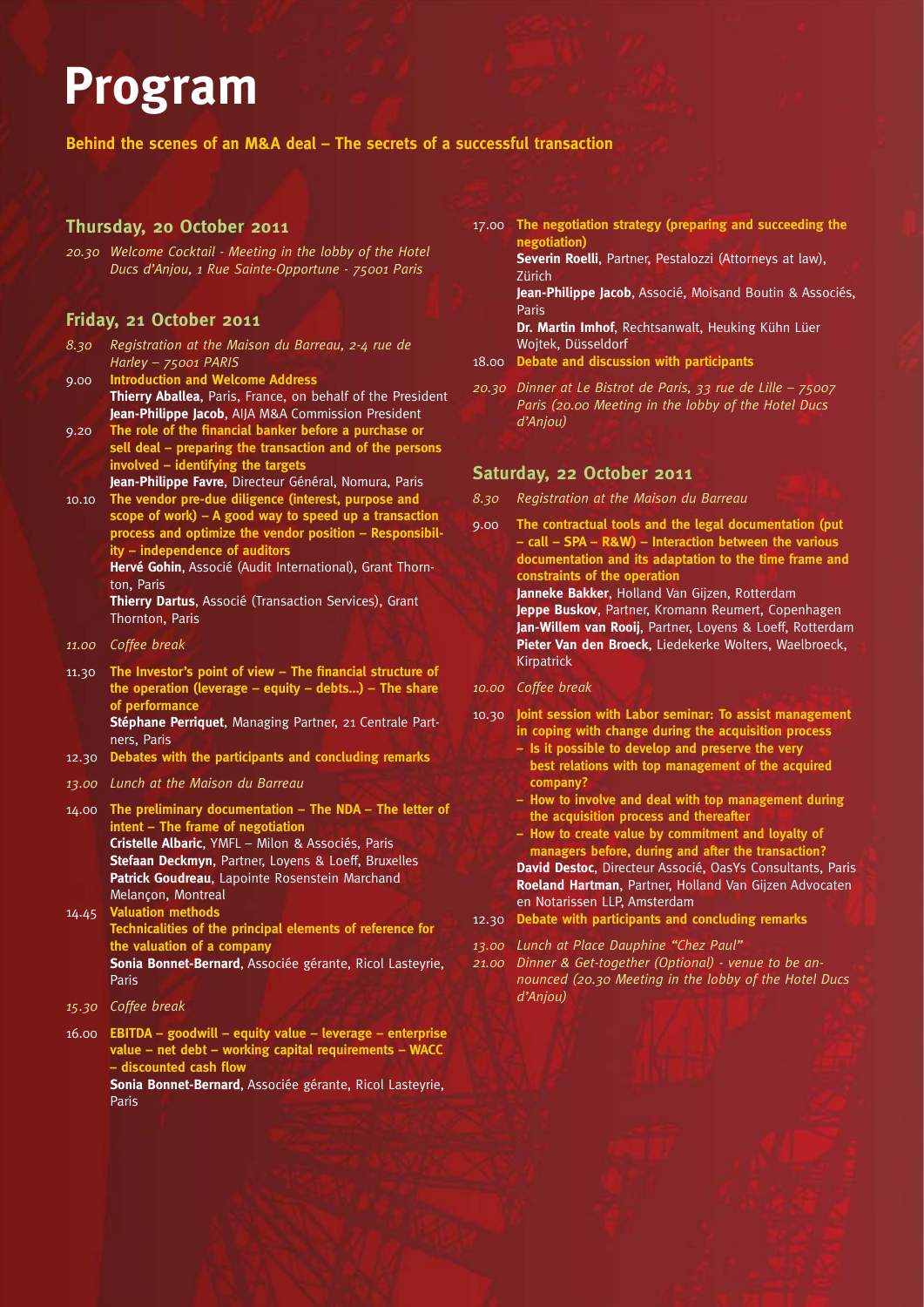# Program

**Behind the scenes of an M&A deal – The secrets of a successful transaction**

## Thursday, 20 October 2011

*20.30 Welcome Cocktail - Meeting in the lobby of the Hotel Ducs d'Anjou, 1 Rue Sainte-Opportune - 75001 Paris*

## Friday, 21 October 2011

*8.30 Registration at the Maison du Barreau, 2-4 rue de Harley – 75001 PARIS*

9.00 **Introduction and Welcome Address**
**Thierry Aballea**, Paris, France, on behalf of the President
**Jean-Philippe Jacob**, AIJA M&A Commission President

9.20 **The role of the financial banker before a purchase or sell deal – preparing the transaction and of the persons involved – identifying the targets**
**Jean-Philippe Favre**, Directeur Général, Nomura, Paris

10.10 **The vendor pre-due diligence (interest, purpose and scope of work) – A good way to speed up a transaction process and optimize the vendor position – Responsibility – independence of auditors**
**Hervé Gohin**, Associé (Audit International), Grant Thornton, Paris
**Thierry Dartus**, Associé (Transaction Services), Grant Thornton, Paris

*11.00 Coffee break*

11.30 **The Investor's point of view – The financial structure of the operation (leverage – equity – debts...) – The share of performance**
**Stéphane Perriquet**, Managing Partner, 21 Centrale Partners, Paris

12.30 **Debates with the participants and concluding remarks**

*13.00 Lunch at the Maison du Barreau*

14.00 **The preliminary documentation – The NDA – The letter of intent – The frame of negotiation**
**Cristelle Albaric**, YMFL – Milon & Associés, Paris
**Stefaan Deckmyn**, Partner, Loyens & Loeff, Bruxelles
**Patrick Goudreau**, Lapointe Rosenstein Marchand Melançon, Montreal

14.45 **Valuation methods**
**Technicalities of the principal elements of reference for the valuation of a company**
**Sonia Bonnet-Bernard**, Associée gérante, Ricol Lasteyrie, Paris

*15.30 Coffee break*

16.00 **EBITDA – goodwill – equity value – leverage – enterprise value – net debt – working capital requirements – WACC – discounted cash flow**
**Sonia Bonnet-Bernard**, Associée gérante, Ricol Lasteyrie, Paris

17.00 **The negotiation strategy (preparing and succeeding the negotiation)**
**Severin Roelli**, Partner, Pestalozzi (Attorneys at law), Zürich
**Jean-Philippe Jacob**, Associé, Moisand Boutin & Associés, Paris
**Dr. Martin Imhof**, Rechtsanwalt, Heuking Kühn Lüer Wojtek, Düsseldorf

18.00 **Debate and discussion with participants**

*20.30 Dinner at Le Bistrot de Paris, 33 rue de Lille – 75007 Paris (20.00 Meeting in the lobby of the Hotel Ducs d'Anjou)*

## Saturday, 22 October 2011

*8.30 Registration at the Maison du Barreau*

9.00 **The contractual tools and the legal documentation (put – call – SPA – R&W) – Interaction between the various documentation and its adaptation to the time frame and constraints of the operation**
**Janneke Bakker**, Holland Van Gijzen, Rotterdam
**Jeppe Buskov**, Partner, Kromann Reumert, Copenhagen
**Jan-Willem van Rooij**, Partner, Loyens & Loeff, Rotterdam
**Pieter Van den Broeck**, Liedekerke Wolters, Waelbroeck, Kirpatrick

*10.00 Coffee break*

10.30 **Joint session with Labor seminar: To assist management in coping with change during the acquisition process**
- **Is it possible to develop and preserve the very best relations with top management of the acquired company?**
- **How to involve and deal with top management during the acquisition process and thereafter**
- **How to create value by commitment and loyalty of managers before, during and after the transaction?**

**David Destoc**, Directeur Associé, OasYs Consultants, Paris
**Roeland Hartman**, Partner, Holland Van Gijzen Advocaten en Notarissen LLP, Amsterdam

12.30 **Debate with participants and concluding remarks**

*13.00 Lunch at Place Dauphine "Chez Paul"*

*21.00 Dinner & Get-together (Optional) - venue to be announced (20.30 Meeting in the lobby of the Hotel Ducs d'Anjou)*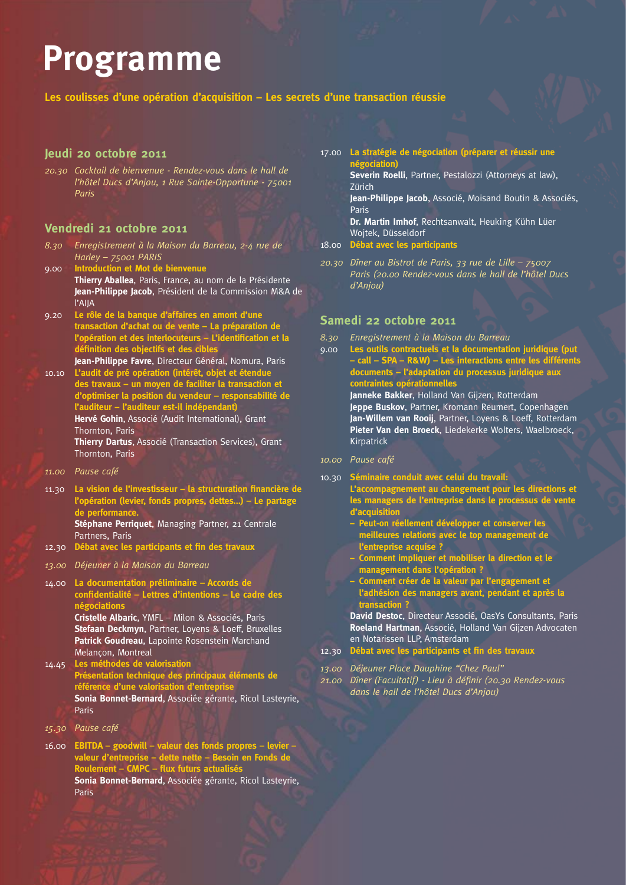# Programme

**Les coulisses d'une opération d'acquisition – Les secrets d'une transaction réussie**

## Jeudi 20 octobre 2011

*20.30* *Cocktail de bienvenue - Rendez-vous dans le hall de l'hôtel Ducs d'Anjou, 1 Rue Sainte-Opportune - 75001 Paris*

## Vendredi 21 octobre 2011

*8.30* *Enregistrement à la Maison du Barreau, 2-4 rue de Harley – 75001 PARIS*

9.00 **Introduction et Mot de bienvenue**
**Thierry Aballea**, Paris, France, au nom de la Présidente
**Jean-Philippe Jacob**, Président de la Commission M&A de l'AIJA

9.20 **Le rôle de la banque d'affaires en amont d'une transaction d'achat ou de vente – La préparation de l'opération et des interlocuteurs – L'identification et la définition des objectifs et des cibles**
**Jean-Philippe Favre**, Directeur Général, Nomura, Paris

10.10 **L'audit de pré opération (intérêt, objet et étendue des travaux – un moyen de faciliter la transaction et d'optimiser la position du vendeur – responsabilité de l'auditeur – l'auditeur est-il indépendant)**
**Hervé Gohin**, Associé (Audit International), Grant Thornton, Paris
**Thierry Dartus**, Associé (Transaction Services), Grant Thornton, Paris

*11.00* *Pause café*

11.30 **La vision de l'investisseur – la structuration financière de l'opération (levier, fonds propres, dettes…) – Le partage de performance.**
**Stéphane Perriquet**, Managing Partner, 21 Centrale Partners, Paris

12.30 **Débat avec les participants et fin des travaux**

*13.00* *Déjeuner à la Maison du Barreau*

14.00 **La documentation préliminaire – Accords de confidentialité – Lettres d'intentions – Le cadre des négociations**
**Cristelle Albaric**, YMFL – Milon & Associés, Paris
**Stefaan Deckmyn**, Partner, Loyens & Loeff, Bruxelles
**Patrick Goudreau**, Lapointe Rosenstein Marchand Melançon, Montreal

14.45 **Les méthodes de valorisation**
**Présentation technique des principaux éléments de référence d'une valorisation d'entreprise**
**Sonia Bonnet-Bernard**, Associée gérante, Ricol Lasteyrie, Paris

*15.30* *Pause café*

16.00 **EBITDA – goodwill – valeur des fonds propres – levier – valeur d'entreprise – dette nette – Besoin en Fonds de Roulement – CMPC – flux futurs actualisés**
**Sonia Bonnet-Bernard**, Associée gérante, Ricol Lasteyrie, Paris

17.00 **La stratégie de négociation (préparer et réussir une négociation)**
**Severin Roelli**, Partner, Pestalozzi (Attorneys at law), Zürich
**Jean-Philippe Jacob**, Associé, Moisand Boutin & Associés, Paris
**Dr. Martin Imhof**, Rechtsanwalt, Heuking Kühn Lüer Wojtek, Düsseldorf

18.00 **Débat avec les participants**

*20.30* *Dîner au Bistrot de Paris, 33 rue de Lille – 75007 Paris (20.00 Rendez-vous dans le hall de l'hôtel Ducs d'Anjou)*

## Samedi 22 octobre 2011

*8.30* *Enregistrement à la Maison du Barreau*

9.00 **Les outils contractuels et la documentation juridique (put – call – SPA – R&W) – Les interactions entre les différents documents – l'adaptation du processus juridique aux contraintes opérationnelles**
**Janneke Bakker**, Holland Van Gijzen, Rotterdam
**Jeppe Buskov**, Partner, Kromann Reumert, Copenhagen
**Jan-Willem van Rooij**, Partner, Loyens & Loeff, Rotterdam
**Pieter Van den Broeck**, Liedekerke Wolters, Waelbroeck, Kirpatrick

*10.00* *Pause café*

10.30 **Séminaire conduit avec celui du travail:**
**L'accompagnement au changement pour les directions et les managers de l'entreprise dans le processus de vente d'acquisition**
- **Peut-on réellement développer et conserver les meilleures relations avec le top management de l'entreprise acquise ?**
- **Comment impliquer et mobiliser la direction et le management dans l'opération ?**
- **Comment créer de la valeur par l'engagement et l'adhésion des managers avant, pendant et après la transaction ?**

**David Destoc**, Directeur Associé, OasYs Consultants, Paris
**Roeland Hartman**, Associé, Holland Van Gijzen Advocaten en Notarissen LLP, Amsterdam

12.30 **Débat avec les participants et fin des travaux**

*13.00* *Déjeuner Place Dauphine "Chez Paul"*

*21.00* *Dîner (Facultatif) - Lieu à définir (20.30 Rendez-vous dans le hall de l'hôtel Ducs d'Anjou)*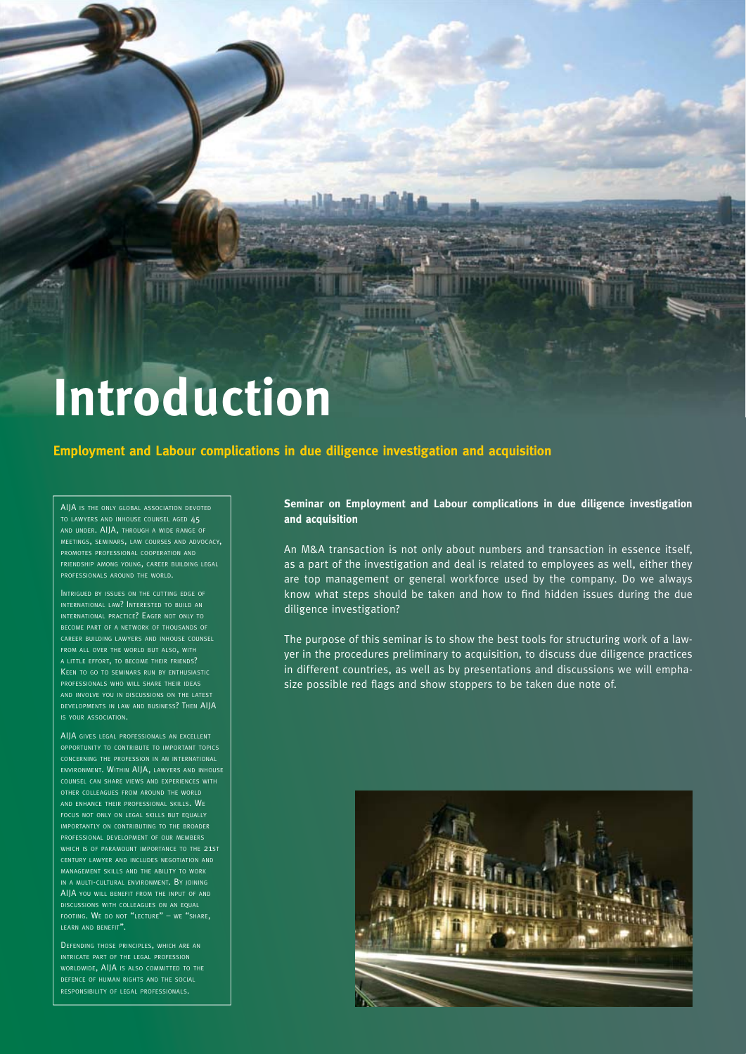# Introduction

## Employment and Labour complications in due diligence investigation and acquisition

AIJA is the only global association devoted to lawyers and inhouse counsel aged 45 and under. AIJA, through a wide range of meetings, seminars, law courses and advocacy, promotes professional cooperation and friendship among young, career building legal professionals around the world.

Intrigued by issues on the cutting edge of international law? Interested to build an international practice? Eager not only to become part of a network of thousands of career building lawyers and inhouse counsel from all over the world but also, with a little effort, to become their friends? Keen to go to seminars run by enthusiastic professionals who will share their ideas and involve you in discussions on the latest developments in law and business? Then AIJA is your association.

AIJA gives legal professionals an excellent opportunity to contribute to important topics concerning the profession in an international environment. Within AIJA, lawyers and inhouse counsel can share views and experiences with other colleagues from around the world and enhance their professional skills. We focus not only on legal skills but equally importantly on contributing to the broader professional development of our members which is of paramount importance to the 21st century lawyer and includes negotiation and management skills and the ability to work in a multi-cultural environment. By joining AIJA you will benefit from the input of and discussions with colleagues on an equal footing. We do not "lecture" – we "share, learn and benefit".

Defending those principles, which are an intricate part of the legal profession worldwide, AIJA is also committed to the defence of human rights and the social responsibility of legal professionals.

**Seminar on Employment and Labour complications in due diligence investigation and acquisition**

An M&A transaction is not only about numbers and transaction in essence itself, as a part of the investigation and deal is related to employees as well, either they are top management or general workforce used by the company. Do we always know what steps should be taken and how to find hidden issues during the due diligence investigation?

The purpose of this seminar is to show the best tools for structuring work of a lawyer in the procedures preliminary to acquisition, to discuss due diligence practices in different countries, as well as by presentations and discussions we will emphasize possible red flags and show stoppers to be taken due note of.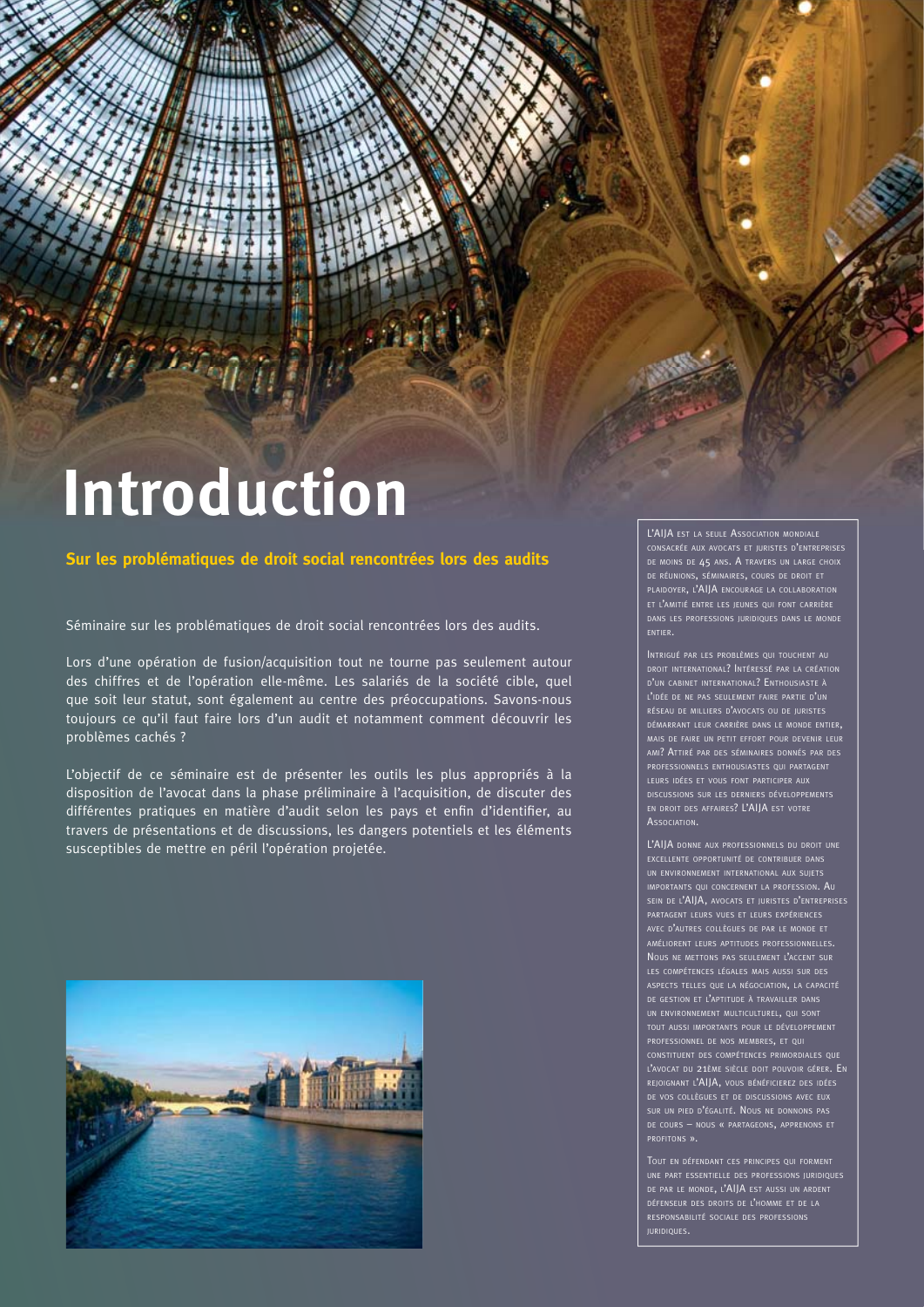# Introduction

### Sur les problématiques de droit social rencontrées lors des audits

Séminaire sur les problématiques de droit social rencontrées lors des audits.

Lors d'une opération de fusion/acquisition tout ne tourne pas seulement autour des chiffres et de l'opération elle-même. Les salariés de la société cible, quel que soit leur statut, sont également au centre des préoccupations. Savons-nous toujours ce qu'il faut faire lors d'un audit et notamment comment découvrir les problèmes cachés ?

L'objectif de ce séminaire est de présenter les outils les plus appropriés à la disposition de l'avocat dans la phase préliminaire à l'acquisition, de discuter des différentes pratiques en matière d'audit selon les pays et enfin d'identifier, au travers de présentations et de discussions, les dangers potentiels et les éléments susceptibles de mettre en péril l'opération projetée.

L'AIJA est la seule Association mondiale consacrée aux avocats et juristes d'entreprises de moins de 45 ans. A travers un large choix de réunions, séminaires, cours de droit et plaidoyer, l'AIJA encourage la collaboration et l'amitié entre les jeunes qui font carrière dans les professions juridiques dans le monde entier.

Intrigué par les problèmes qui touchent au droit international? Intéressé par la création d'un cabinet international? Enthousiaste à l'idée de ne pas seulement faire partie d'un réseau de milliers d'avocats ou de juristes démarrant leur carrière dans le monde entier, mais de faire un petit effort pour devenir leur ami? Attiré par des séminaires donnés par des professionnels enthousiastes qui partagent leurs idées et vous font participer aux discussions sur les derniers développements en droit des affaires? L'AIJA est votre Association.

L'AIJA donne aux professionnels du droit une excellente opportunité de contribuer dans un environnement international aux sujets importants qui concernent la profession. Au sein de l'AIJA, avocats et juristes d'entreprises partagent leurs vues et leurs expériences avec d'autres collègues de par le monde et améliorent leurs aptitudes professionnelles. Nous ne mettons pas seulement l'accent sur les compétences légales mais aussi sur des aspects telles que la négociation, la capacité de gestion et l'aptitude à travailler dans un environnement multiculturel, qui sont tout aussi importants pour le développement professionnel de nos membres, et qui constituent des compétences primordiales que l'avocat du 21ème siècle doit pouvoir gérer. En rejoignant l'AIJA, vous bénéficierez des idées de vos collègues et de discussions avec eux sur un pied d'égalité. Nous ne donnons pas de cours – nous « partageons, apprenons et profitons ».

Tout en défendant ces principes qui forment une part essentielle des professions juridiques de par le monde, l'AIJA est aussi un ardent défenseur des droits de l'homme et de la responsabilité sociale des professions juridiques.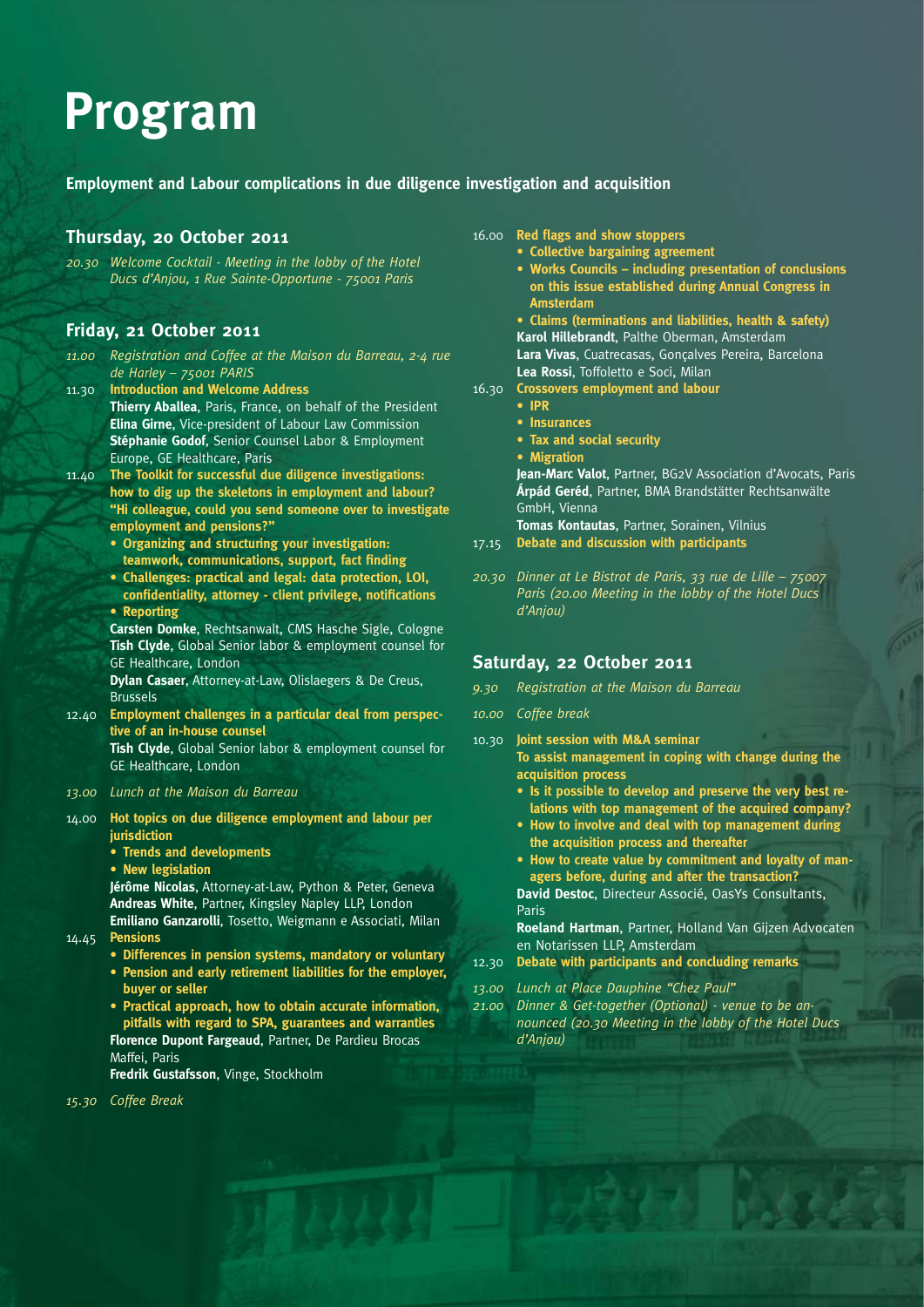# Program

**Employment and Labour complications in due diligence investigation and acquisition**

## Thursday, 20 October 2011

*20.30 Welcome Cocktail - Meeting in the lobby of the Hotel Ducs d'Anjou, 1 Rue Sainte-Opportune - 75001 Paris*

## Friday, 21 October 2011

*11.00 Registration and Coffee at the Maison du Barreau, 2-4 rue de Harley – 75001 PARIS*

11.30 **Introduction and Welcome Address**
**Thierry Aballea**, Paris, France, on behalf of the President
**Elina Girne**, Vice-president of Labour Law Commission
**Stéphanie Godof**, Senior Counsel Labor & Employment Europe, GE Healthcare, Paris

11.40 **The Toolkit for successful due diligence investigations: how to dig up the skeletons in employment and labour? "Hi colleague, could you send someone over to investigate employment and pensions?"**

- **Organizing and structuring your investigation: teamwork, communications, support, fact finding**
- **Challenges: practical and legal: data protection, LOI, confidentiality, attorney - client privilege, notifications**
- **Reporting**

**Carsten Domke**, Rechtsanwalt, CMS Hasche Sigle, Cologne
**Tish Clyde**, Global Senior labor & employment counsel for GE Healthcare, London
**Dylan Casaer**, Attorney-at-Law, Olislaegers & De Creus, Brussels

12.40 **Employment challenges in a particular deal from perspective of an in-house counsel**
**Tish Clyde**, Global Senior labor & employment counsel for GE Healthcare, London

*13.00 Lunch at the Maison du Barreau*

14.00 **Hot topics on due diligence employment and labour per jurisdiction**

- **Trends and developments**
- **New legislation**

**Jérôme Nicolas**, Attorney-at-Law, Python & Peter, Geneva
**Andreas White**, Partner, Kingsley Napley LLP, London
**Emiliano Ganzarolli**, Tosetto, Weigmann e Associati, Milan

14.45 **Pensions**

- **Differences in pension systems, mandatory or voluntary**
- **Pension and early retirement liabilities for the employer, buyer or seller**
- **Practical approach, how to obtain accurate information, pitfalls with regard to SPA, guarantees and warranties**

**Florence Dupont Fargeaud**, Partner, De Pardieu Brocas Maffei, Paris
**Fredrik Gustafsson**, Vinge, Stockholm

*15.30 Coffee Break*

16.00 **Red flags and show stoppers**

- **Collective bargaining agreement**
- **Works Councils – including presentation of conclusions on this issue established during Annual Congress in Amsterdam**
- **Claims (terminations and liabilities, health & safety)**

**Karol Hillebrandt**, Palthe Oberman, Amsterdam
**Lara Vivas**, Cuatrecasas, Gonçalves Pereira, Barcelona
**Lea Rossi**, Toffoletto e Soci, Milan

16.30 **Crossovers employment and labour**

- **IPR**
- **Insurances**
- **Tax and social security**
- **Migration**

**Jean-Marc Valot**, Partner, BG2V Association d'Avocats, Paris
**Árpád Geréd**, Partner, BMA Brandstätter Rechtsanwälte GmbH, Vienna
**Tomas Kontautas**, Partner, Sorainen, Vilnius

17.15 **Debate and discussion with participants**

*20.30 Dinner at Le Bistrot de Paris, 33 rue de Lille – 75007 Paris (20.00 Meeting in the lobby of the Hotel Ducs d'Anjou)*

## Saturday, 22 October 2011

*9.30 Registration at the Maison du Barreau*

*10.00 Coffee break*

10.30 **Joint session with M&A seminar**
**To assist management in coping with change during the acquisition process**

- **Is it possible to develop and preserve the very best relations with top management of the acquired company?**
- **How to involve and deal with top management during the acquisition process and thereafter**
- **How to create value by commitment and loyalty of managers before, during and after the transaction?**

**David Destoc**, Directeur Associé, OasYs Consultants, Paris
**Roeland Hartman**, Partner, Holland Van Gijzen Advocaten en Notarissen LLP, Amsterdam

12.30 **Debate with participants and concluding remarks**

*13.00 Lunch at Place Dauphine "Chez Paul"*

*21.00 Dinner & Get-together (Optional) - venue to be announced (20.30 Meeting in the lobby of the Hotel Ducs d'Anjou)*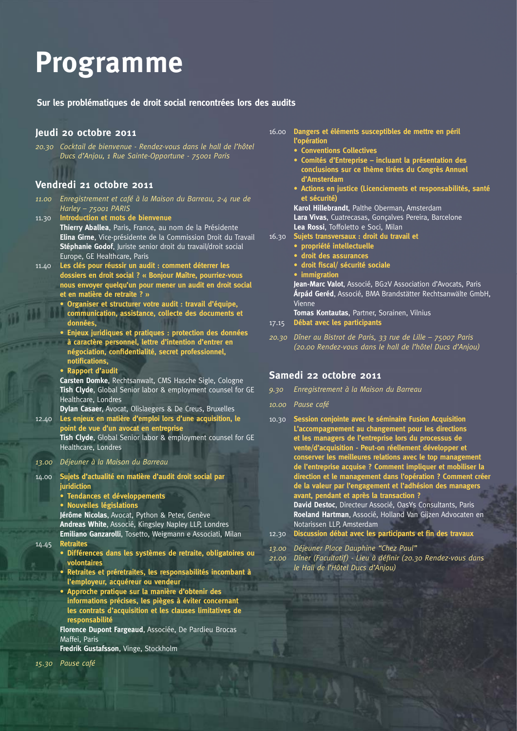# Programme

**Sur les problématiques de droit social rencontrées lors des audits**

## Jeudi 20 octobre 2011

*20.30 Cocktail de bienvenue - Rendez-vous dans le hall de l'hôtel Ducs d'Anjou, 1 Rue Sainte-Opportune - 75001 Paris*

## Vendredi 21 octobre 2011

*11.00 Enregistrement et café à la Maison du Barreau, 2-4 rue de Harley – 75001 PARIS*

11.30 **Introduction et mots de bienvenue**
**Thierry Aballea**, Paris, France, au nom de la Présidente
**Elina Girne**, Vice-présidente de la Commission Droit du Travail
**Stéphanie Godof**, Juriste senior droit du travail/droit social Europe, GE Healthcare, Paris

11.40 **Les clés pour réussir un audit : comment déterrer les dossiers en droit social ? « Bonjour Maître, pourriez-vous nous envoyer quelqu'un pour mener un audit en droit social et en matière de retraite ? »**
- **Organiser et structurer votre audit : travail d'équipe, communication, assistance, collecte des documents et données,**
- **Enjeux juridiques et pratiques : protection des données à caractère personnel, lettre d'intention d'entrer en négociation, confidentialité, secret professionnel, notifications,**
- **Rapport d'audit**

**Carsten Domke**, Rechtsanwalt, CMS Hasche Sigle, Cologne
**Tish Clyde**, Global Senior labor & employment counsel for GE Healthcare, Londres
**Dylan Casaer**, Avocat, Olislaegers & De Creus, Bruxelles

12.40 **Les enjeux en matière d'emploi lors d'une acquisition, le point de vue d'un avocat en entreprise**
**Tish Clyde**, Global Senior labor & employment counsel for GE Healthcare, Londres

*13.00 Déjeuner à la Maison du Barreau*

14.00 **Sujets d'actualité en matière d'audit droit social par juridiction**
- **Tendances et développements**
- **Nouvelles législations**

**Jérôme Nicolas**, Avocat, Python & Peter, Genève
**Andreas White**, Associé, Kingsley Napley LLP, Londres
**Emiliano Ganzarolli**, Tosetto, Weigmann e Associati, Milan

14.45 **Retraites**
- **Différences dans les systèmes de retraite, obligatoires ou volontaires**
- **Retraites et préretraites, les responsabilités incombant à l'employeur, acquéreur ou vendeur**
- **Approche pratique sur la manière d'obtenir des informations précises, les pièges à éviter concernant les contrats d'acquisition et les clauses limitatives de responsabilité**

**Florence Dupont Fargeaud**, Associée, De Pardieu Brocas Maffei, Paris
**Fredrik Gustafsson**, Vinge, Stockholm

*15.30 Pause café*

16.00 **Dangers et éléments susceptibles de mettre en péril l'opération**
- **Conventions Collectives**
- **Comités d'Entreprise – incluant la présentation des conclusions sur ce thème tirées du Congrès Annuel d'Amsterdam**
- **Actions en justice (Licenciements et responsabilités, santé et sécurité)**

**Karol Hillebrandt**, Palthe Oberman, Amsterdam
**Lara Vivas**, Cuatrecasas, Gonçalves Pereira, Barcelone
**Lea Rossi**, Toffoletto e Soci, Milan

16.30 **Sujets transversaux : droit du travail et**
- **propriété intellectuelle**
- **droit des assurances**
- **droit fiscal/ sécurité sociale**
- **immigration**

**Jean-Marc Valot**, Associé, BG2V Association d'Avocats, Paris
**Árpád Geréd**, Associé, BMA Brandstätter Rechtsanwälte GmbH, Vienne
**Tomas Kontautas**, Partner, Sorainen, Vilnius

17.15 **Débat avec les participants**

*20.30 Dîner au Bistrot de Paris, 33 rue de Lille – 75007 Paris (20.00 Rendez-vous dans le hall de l'hôtel Ducs d'Anjou)*

## Samedi 22 octobre 2011

*9.30 Enregistrement à la Maison du Barreau*

*10.00 Pause café*

10.30 **Session conjointe avec le séminaire Fusion Acquisition L'accompagnement au changement pour les directions et les managers de l'entreprise lors du processus de vente/d'acquisition - Peut-on réellement développer et conserver les meilleures relations avec le top management de l'entreprise acquise ? Comment impliquer et mobiliser la direction et le management dans l'opération ? Comment créer de la valeur par l'engagement et l'adhésion des managers avant, pendant et après la transaction ?**
**David Destoc**, Directeur Associé, OasYs Consultants, Paris
**Roeland Hartman**, Associé, Holland Van Gijzen Advocaten en Notarissen LLP, Amsterdam

12.30 **Discussion débat avec les participants et fin des travaux**

*13.00 Déjeuner Place Dauphine "Chez Paul"*
*21.00 Dîner (Facultatif) - Lieu à définir (20.30 Rendez-vous dans le Hall de l'Hôtel Ducs d'Anjou)*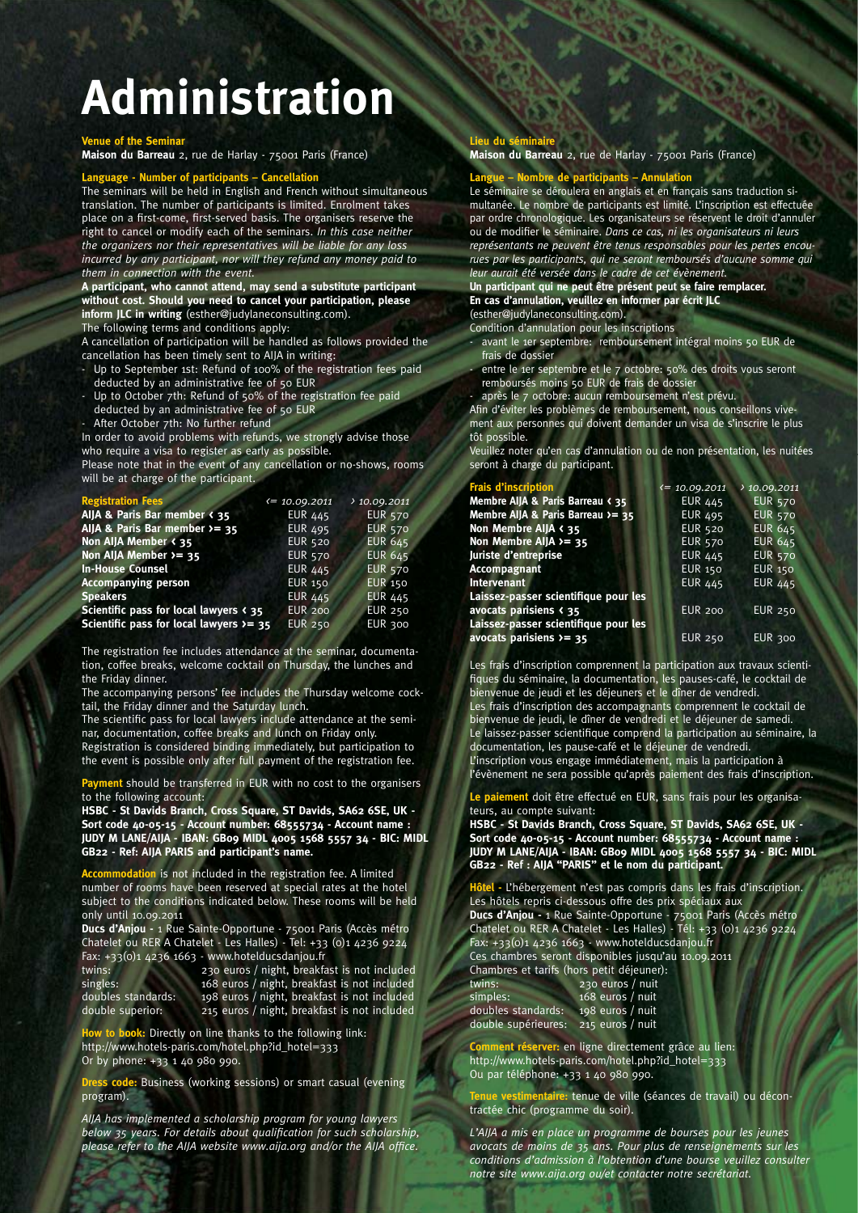# Administration

**Venue of the Seminar**
**Maison du Barreau** 2, rue de Harlay - 75001 Paris (France)

**Language - Number of participants – Cancellation**
The seminars will be held in English and French without simultaneous translation. The number of participants is limited. Enrolment takes place on a first-come, first-served basis. The organisers reserve the right to cancel or modify each of the seminars. *In this case neither the organizers nor their representatives will be liable for any loss incurred by any participant, nor will they refund any money paid to them in connection with the event.*

**A participant, who cannot attend, may send a substitute participant without cost. Should you need to cancel your participation, please inform JLC in writing** (esther@judylaneconsulting.com).
The following terms and conditions apply:
A cancellation of participation will be handled as follows provided the cancellation has been timely sent to AIJA in writing:

- Up to September 1st: Refund of 100% of the registration fees paid deducted by an administrative fee of 50 EUR
- Up to October 7th: Refund of 50% of the registration fee paid deducted by an administrative fee of 50 EUR
- After October 7th: No further refund

In order to avoid problems with refunds, we strongly advise those who require a visa to register as early as possible.
Please note that in the event of any cancellation or no-shows, rooms will be at charge of the participant.

| Registration Fees | <= 10.09.2011 | > 10.09.2011 |
|---|---|---|
| AIJA & Paris Bar member < 35 | EUR 445 | EUR 570 |
| AIJA & Paris Bar member >= 35 | EUR 495 | EUR 570 |
| Non AIJA Member < 35 | EUR 520 | EUR 645 |
| Non AIJA Member >= 35 | EUR 570 | EUR 645 |
| In-House Counsel | EUR 445 | EUR 570 |
| Accompanying person | EUR 150 | EUR 150 |
| Speakers | EUR 445 | EUR 445 |
| Scientific pass for local lawyers < 35 | EUR 200 | EUR 250 |
| Scientific pass for local lawyers >= 35 | EUR 250 | EUR 300 |

The registration fee includes attendance at the seminar, documentation, coffee breaks, welcome cocktail on Thursday, the lunches and the Friday dinner.
The accompanying persons' fee includes the Thursday welcome cocktail, the Friday dinner and the Saturday lunch.
The scientific pass for local lawyers include attendance at the seminar, documentation, coffee breaks and lunch on Friday only.
Registration is considered binding immediately, but participation to the event is possible only after full payment of the registration fee.

**Payment** should be transferred in EUR with no cost to the organisers to the following account:
**HSBC - St Davids Branch, Cross Square, ST Davids, SA62 6SE, UK - Sort code 40-05-15 - Account number: 68555734 - Account name : JUDY M LANE/AIJA - IBAN: GB09 MIDL 4005 1568 5557 34 - BIC: MIDL GB22 - Ref: AIJA PARIS and participant's name.**

**Accommodation** is not included in the registration fee. A limited number of rooms have been reserved at special rates at the hotel subject to the conditions indicated below. These rooms will be held only until 10.09.2011
**Ducs d'Anjou -** 1 Rue Sainte-Opportune - 75001 Paris (Accès métro Chatelet ou RER A Chatelet - Les Halles) - Tel: +33 (0)1 4236 9224
Fax: +33(0)1 4236 1663 - www.hotelducsdanjou.fr

| | |
|---|---|
| twins: | 230 euros / night, breakfast is not included |
| singles: | 168 euros / night, breakfast is not included |
| doubles standards: | 198 euros / night, breakfast is not included |
| double superior: | 215 euros / night, breakfast is not included |

**How to book:** Directly on line thanks to the following link: http://www.hotels-paris.com/hotel.php?id_hotel=333
Or by phone: +33 1 40 980 990.

**Dress code:** Business (working sessions) or smart casual (evening program).

*AIJA has implemented a scholarship program for young lawyers below 35 years. For details about qualification for such scholarship, please refer to the AIJA website www.aija.org and/or the AIJA office.*

**Lieu du séminaire**
**Maison du Barreau** 2, rue de Harlay - 75001 Paris (France)

**Langue – Nombre de participants – Annulation**
Le séminaire se déroulera en anglais et en français sans traduction simultanée. Le nombre de participants est limité. L'inscription est effectuée par ordre chronologique. Les organisateurs se réservent le droit d'annuler ou de modifier le séminaire. *Dans ce cas, ni les organisateurs ni leurs représentants ne peuvent être tenus responsables pour les pertes encourues par les participants, qui ne seront remboursés d'aucune somme qui leur aurait été versée dans le cadre de cet évènement.*

**Un participant qui ne peut être présent peut se faire remplacer.**
**En cas d'annulation, veuillez en informer par écrit JLC**
(esther@judylaneconsulting.com).
Condition d'annulation pour les inscriptions

- avant le 1er septembre: remboursement intégral moins 50 EUR de frais de dossier
- entre le 1er septembre et le 7 octobre: 50% des droits vous seront remboursés moins 50 EUR de frais de dossier
- après le 7 octobre: aucun remboursement n'est prévu.

Afin d'éviter les problèmes de remboursement, nous conseillons vivement aux personnes qui doivent demander un visa de s'inscrire le plus tôt possible.
Veuillez noter qu'en cas d'annulation ou de non présentation, les nuitées seront à charge du participant.

| Frais d'inscription | <= 10.09.2011 | > 10.09.2011 |
|---|---|---|
| Membre AIJA & Paris Barreau < 35 | EUR 445 | EUR 570 |
| Membre AIJA & Paris Barreau >= 35 | EUR 495 | EUR 570 |
| Non Membre AIJA < 35 | EUR 520 | EUR 645 |
| Non Membre AIJA >= 35 | EUR 570 | EUR 645 |
| Juriste d'entreprise | EUR 445 | EUR 570 |
| Accompagnant | EUR 150 | EUR 150 |
| Intervenant | EUR 445 | EUR 445 |
| Laissez-passer scientifique pour les avocats parisiens < 35 | EUR 200 | EUR 250 |
| Laissez-passer scientifique pour les avocats parisiens >= 35 | EUR 250 | EUR 300 |

Les frais d'inscription comprennent la participation aux travaux scientifiques du séminaire, la documentation, les pauses-café, le cocktail de bienvenue de jeudi et les déjeuners et le dîner de vendredi.
Les frais d'inscription des accompagnants comprennent le cocktail de bienvenue de jeudi, le dîner de vendredi et le déjeuner de samedi.
Le laissez-passer scientifique comprend la participation au séminaire, la documentation, les pause-café et le déjeuner de vendredi.
L'inscription vous engage immédiatement, mais la participation à l'évènement ne sera possible qu'après paiement des frais d'inscription.

**Le paiement** doit être effectué en EUR, sans frais pour les organisateurs, au compte suivant:
**HSBC - St Davids Branch, Cross Square, ST Davids, SA62 6SE, UK - Sort code 40-05-15 - Account number: 68555734 - Account name : JUDY M LANE/AIJA - IBAN: GB09 MIDL 4005 1568 5557 34 - BIC: MIDL GB22 - Ref : AIJA "PARIS" et le nom du participant.**

**Hôtel -** L'hébergement n'est pas compris dans les frais d'inscription. Les hôtels repris ci-dessous offre des prix spéciaux aux
**Ducs d'Anjou -** 1 Rue Sainte-Opportune - 75001 Paris (Accès métro Chatelet ou RER A Chatelet - Les Halles) - Tél: +33 (0)1 4236 9224
Fax: +33(0)1 4236 1663 - www.hotelducsdanjou.fr
Ces chambres seront disponibles jusqu'au 10.09.2011
Chambres et tarifs (hors petit déjeuner):

| | |
|---|---|
| twins: | 230 euros / nuit |
| simples: | 168 euros / nuit |
| doubles standards: | 198 euros / nuit |
| double supérieures: | 215 euros / nuit |

**Comment réserver:** en ligne directement grâce au lien: http://www.hotels-paris.com/hotel.php?id_hotel=333
Ou par téléphone: +33 1 40 980 990.

**Tenue vestimentaire:** tenue de ville (séances de travail) ou décontractée chic (programme du soir).

*L'AIJA a mis en place un programme de bourses pour les jeunes avocats de moins de 35 ans. Pour plus de renseignements sur les conditions d'admission à l'obtention d'une bourse veuillez consulter notre site www.aija.org ou/et contacter notre secrétariat.*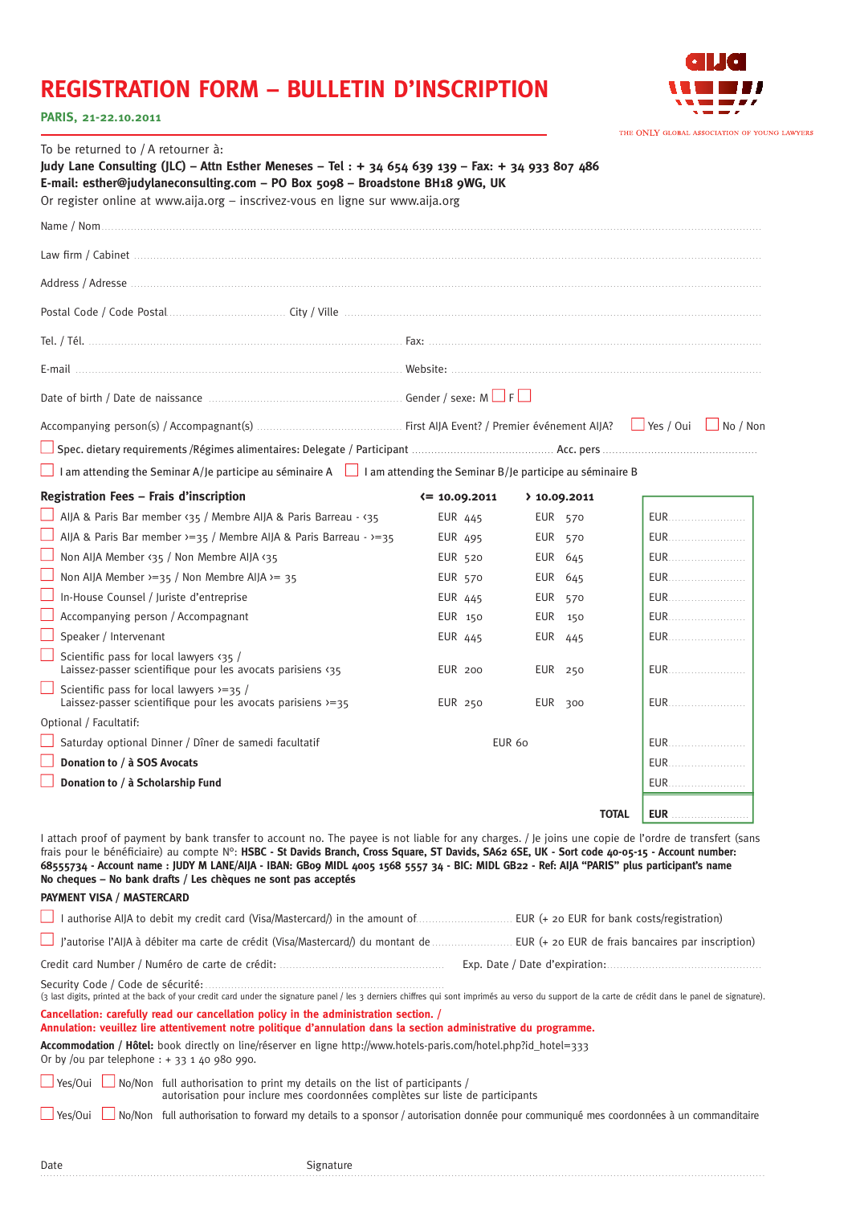# REGISTRATION FORM – BULLETIN D'INSCRIPTION

**PARIS, 21-22.10.2011**

THE ONLY GLOBAL ASSOCIATION OF YOUNG LAWYERS

To be returned to / A retourner à:
**Judy Lane Consulting (JLC) – Attn Esther Meneses – Tel : + 34 654 639 139 – Fax: + 34 933 807 486**
**E-mail: esther@judylaneconsulting.com – PO Box 5098 – Broadstone BH18 9WG, UK**
Or register online at www.aija.org – inscrivez-vous en ligne sur www.aija.org

Name / Nom ........................................................................

Law firm / Cabinet ........................................................................

Address / Adresse ........................................................................

Postal Code / Code Postal .................................... City / Ville ....................................

Tel. / Tél. .................................... Fax: ....................................

E-mail .................................... Website: ....................................

Date of birth / Date de naissance .................................... Gender / sexe: M ☐ F ☐

Accompanying person(s) / Accompagnant(s) .................................... First AIJA Event? / Premier événement AIJA? ☐ Yes / Oui ☐ No / Non

☐ Spec. dietary requirements /Régimes alimentaires: Delegate / Participant .................................... Acc. pers ....................................

☐ I am attending the Seminar A/Je participe au séminaire A ☐ I am attending the Seminar B/Je participe au séminaire B

| **Registration Fees – Frais d'inscription** | **<= 10.09.2011** | **> 10.09.2011** | |
|---|---|---|---|
| ☐ AIJA & Paris Bar member <35 / Membre AIJA & Paris Barreau - <35 | EUR 445 | EUR 570 | EUR ........ |
| ☐ AIJA & Paris Bar member >=35 / Membre AIJA & Paris Barreau - >=35 | EUR 495 | EUR 570 | EUR ........ |
| ☐ Non AIJA Member <35 / Non Membre AIJA <35 | EUR 520 | EUR 645 | EUR ........ |
| ☐ Non AIJA Member >=35 / Non Membre AIJA >= 35 | EUR 570 | EUR 645 | EUR ........ |
| ☐ In-House Counsel / Juriste d'entreprise | EUR 445 | EUR 570 | EUR ........ |
| ☐ Accompanying person / Accompagnant | EUR 150 | EUR 150 | EUR ........ |
| ☐ Speaker / Intervenant | EUR 445 | EUR 445 | EUR ........ |
| ☐ Scientific pass for local lawyers <35 / Laissez-passer scientifique pour les avocats parisiens <35 | EUR 200 | EUR 250 | EUR ........ |
| ☐ Scientific pass for local lawyers >=35 / Laissez-passer scientifique pour les avocats parisiens >=35 | EUR 250 | EUR 300 | EUR ........ |
| Optional / Facultatif: | | | |
| ☐ Saturday optional Dinner / Dîner de samedi facultatif | EUR 60 | | EUR ........ |
| ☐ **Donation to / à SOS Avocats** | | | EUR ........ |
| ☐ **Donation to / à Scholarship Fund** | | | EUR ........ |
| | | **TOTAL** | **EUR** ........ |

I attach proof of payment by bank transfer to account no. The payee is not liable for any charges. / Je joins une copie de l'ordre de transfert (sans frais pour le bénéficiaire) au compte N°: **HSBC - St Davids Branch, Cross Square, ST Davids, SA62 6SE, UK - Sort code 40-05-15 - Account number: 68555734 - Account name : JUDY M LANE/AIJA - IBAN: GB09 MIDL 4005 1568 5557 34 - BIC: MIDL GB22 - Ref: AIJA "PARIS" plus participant's name**
**No cheques – No bank drafts / Les chèques ne sont pas acceptés**

**PAYMENT VISA / MASTERCARD**

☐ I authorise AIJA to debit my credit card (Visa/Mastercard/) in the amount of .................... EUR (+ 20 EUR for bank costs/registration)

☐ J'autorise l'AIJA à débiter ma carte de crédit (Visa/Mastercard/) du montant de .................... EUR (+ 20 EUR de frais bancaires par inscription)

Credit card Number / Numéro de carte de crédit: .................................... Exp. Date / Date d'expiration: ....................................

Security Code / Code de sécurité: ....................................
(3 last digits, printed at the back of your credit card under the signature panel / les 3 derniers chiffres qui sont imprimés au verso du support de la carte de crédit dans le panel de signature).

**Cancellation: carefully read our cancellation policy in the administration section. /**
**Annulation: veuillez lire attentivement notre politique d'annulation dans la section administrative du programme.**

**Accommodation / Hôtel:** book directly on line/réserver en ligne http://www.hotels-paris.com/hotel.php?id_hotel=333
Or by /ou par telephone : + 33 1 40 980 990.

☐ Yes/Oui ☐ No/Non full authorisation to print my details on the list of participants / autorisation pour inclure mes coordonnées complètes sur liste de participants

☐ Yes/Oui ☐ No/Non full authorisation to forward my details to a sponsor / autorisation donnée pour communiqué mes coordonnées à un commanditaire

Date Signature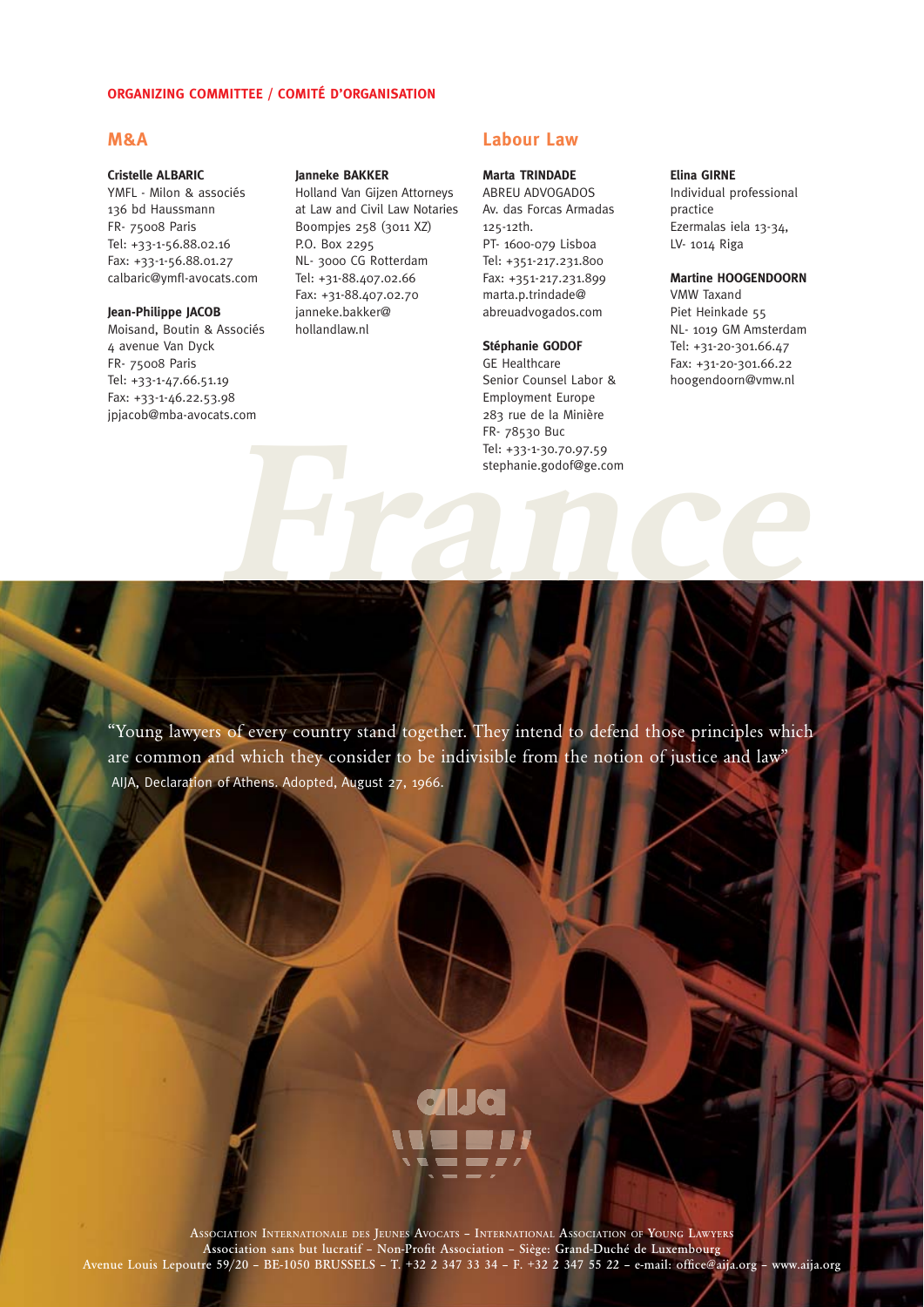**ORGANIZING COMMITTEE / COMITÉ D'ORGANISATION**

## M&A

**Cristelle ALBARIC**
YMFL - Milon & associés
136 bd Haussmann
FR- 75008 Paris
Tel: +33-1-56.88.02.16
Fax: +33-1-56.88.01.27
calbaric@ymfl-avocats.com

**Jean-Philippe JACOB**
Moisand, Boutin & Associés
4 avenue Van Dyck
FR- 75008 Paris
Tel: +33-1-47.66.51.19
Fax: +33-1-46.22.53.98
jpjacob@mba-avocats.com

**Janneke BAKKER**
Holland Van Gijzen Attorneys at Law and Civil Law Notaries
Boompjes 258 (3011 XZ)
P.O. Box 2295
NL- 3000 CG Rotterdam
Tel: +31-88.407.02.66
Fax: +31-88.407.02.70
janneke.bakker@hollandlaw.nl

## Labour Law

**Marta TRINDADE**
ABREU ADVOGADOS
Av. das Forcas Armadas 125-12th.
PT- 1600-079 Lisboa
Tel: +351-217.231.800
Fax: +351-217.231.899
marta.p.trindade@abreuadvogados.com

**Stéphanie GODOF**
GE Healthcare
Senior Counsel Labor & Employment Europe
283 rue de la Minière
FR- 78530 Buc
Tel: +33-1-30.70.97.59
stephanie.godof@ge.com

**Elina GIRNE**
Individual professional practice
Ezermalas iela 13-34,
LV- 1014 Riga

**Martine HOOGENDOORN**
VMW Taxand
Piet Heinkade 55
NL- 1019 GM Amsterdam
Tel: +31-20-301.66.47
Fax: +31-20-301.66.22
hoogendoorn@vmw.nl

*France*

"Young lawyers of every country stand together. They intend to defend those principles which are common and which they consider to be indivisible from the notion of justice and law"
AIJA, Declaration of Athens. Adopted, August 27, 1966.

aija

ASSOCIATION INTERNATIONALE DES JEUNES AVOCATS – INTERNATIONAL ASSOCIATION OF YOUNG LAWYERS
Association sans but lucratif – Non-Profit Association – Siège: Grand-Duché de Luxembourg
Avenue Louis Lepoutre 59/20 – BE-1050 BRUSSELS – T. +32 2 347 33 34 – F. +32 2 347 55 22 – e-mail: office@aija.org – www.aija.org